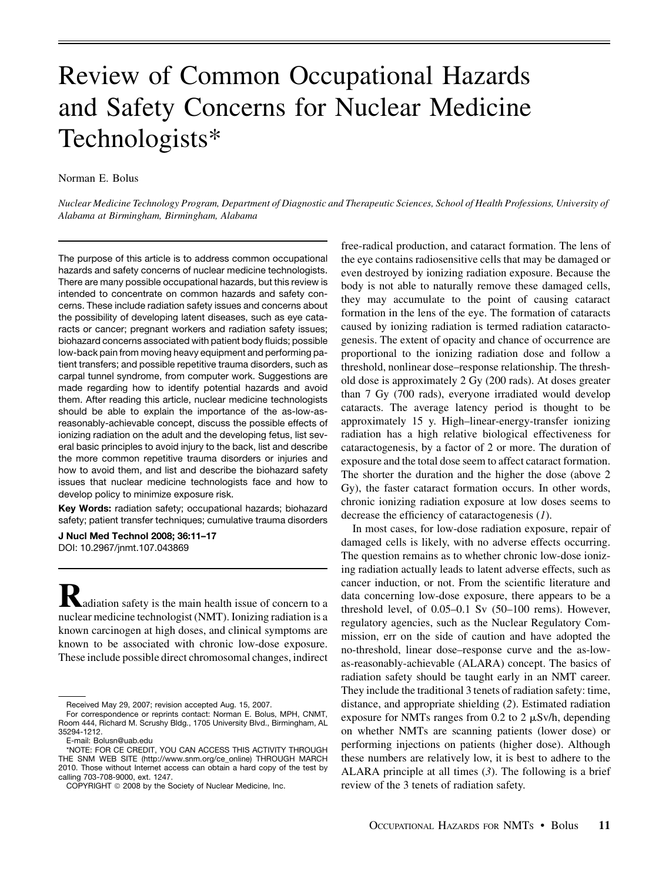# Review of Common Occupational Hazards and Safety Concerns for Nuclear Medicine Technologists*

Norman E. Bolus

*Nuclear Medicine Technology Program, Department of Diagnostic and Therapeutic Sciences, School of Health Professions, University of Alabama at Birmingham, Birmingham, Alabama*

The purpose of this article is to address common occupational hazards and safety concerns of nuclear medicine technologists. There are many possible occupational hazards, but this review is intended to concentrate on common hazards and safety concerns. These include radiation safety issues and concerns about the possibility of developing latent diseases, such as eye cataracts or cancer; pregnant workers and radiation safety issues; biohazard concerns associated with patient body fluids; possible low-back pain from moving heavy equipment and performing patient transfers; and possible repetitive trauma disorders, such as carpal tunnel syndrome, from computer work. Suggestions are made regarding how to identify potential hazards and avoid them. After reading this article, nuclear medicine technologists should be able to explain the importance of the as-low-as-reasonably-achievable concept, discuss the possible effects of ionizing radiation on the adult and the developing fetus, list several basic principles to avoid injury to the back, list and describe the more common repetitive trauma disorders or injuries and how to avoid them, and list and describe the biohazard safety issues that nuclear medicine technologists face and how to develop policy to minimize exposure risk.

**Key Words:** radiation safety; occupational hazards; biohazard safety; patient transfer techniques; cumulative trauma disorders

**J Nucl Med Technol 2008; 36:11–17**
DOI: 10.2967/jnmt.107.043869

Radiation safety is the main health issue of concern to a nuclear medicine technologist (NMT). Ionizing radiation is a known carcinogen at high doses, and clinical symptoms are known to be associated with chronic low-dose exposure. These include possible direct chromosomal changes, indirect free-radical production, and cataract formation. The lens of the eye contains radiosensitive cells that may be damaged or even destroyed by ionizing radiation exposure. Because the body is not able to naturally remove these damaged cells, they may accumulate to the point of causing cataract formation in the lens of the eye. The formation of cataracts caused by ionizing radiation is termed radiation cataractogenesis. The extent of opacity and chance of occurrence are proportional to the ionizing radiation dose and follow a threshold, nonlinear dose–response relationship. The threshold dose is approximately 2 Gy (200 rads). At doses greater than 7 Gy (700 rads), everyone irradiated would develop cataracts. The average latency period is thought to be approximately 15 y. High–linear-energy-transfer ionizing radiation has a high relative biological effectiveness for cataractogenesis, by a factor of 2 or more. The duration of exposure and the total dose seem to affect cataract formation. The shorter the duration and the higher the dose (above 2 Gy), the faster cataract formation occurs. In other words, chronic ionizing radiation exposure at low doses seems to decrease the efficiency of cataractogenesis (*1*).

In most cases, for low-dose radiation exposure, repair of damaged cells is likely, with no adverse effects occurring. The question remains as to whether chronic low-dose ionizing radiation actually leads to latent adverse effects, such as cancer induction, or not. From the scientific literature and data concerning low-dose exposure, there appears to be a threshold level, of 0.05–0.1 Sv (50–100 rems). However, regulatory agencies, such as the Nuclear Regulatory Commission, err on the side of caution and have adopted the no-threshold, linear dose–response curve and the as-low-as-reasonably-achievable (ALARA) concept. The basics of radiation safety should be taught early in an NMT career. They include the traditional 3 tenets of radiation safety: time, distance, and appropriate shielding (*2*). Estimated radiation exposure for NMTs ranges from 0.2 to 2 μSv/h, depending on whether NMTs are scanning patients (lower dose) or performing injections on patients (higher dose). Although these numbers are relatively low, it is best to adhere to the ALARA principle at all times (*3*). The following is a brief review of the 3 tenets of radiation safety.

---

Received May 29, 2007; revision accepted Aug. 15, 2007.

For correspondence or reprints contact: Norman E. Bolus, MPH, CNMT, Room 444, Richard M. Scrushy Bldg., 1705 University Blvd., Birmingham, AL 35294-1212.

E-mail: Bolusn@uab.edu

*NOTE: FOR CE CREDIT, YOU CAN ACCESS THIS ACTIVITY THROUGH THE SNM WEB SITE (http://www.snm.org/ce_online) THROUGH MARCH 2010. Those without Internet access can obtain a hard copy of the test by calling 703-708-9000, ext. 1247.

COPYRIGHT © 2008 by the Society of Nuclear Medicine, Inc.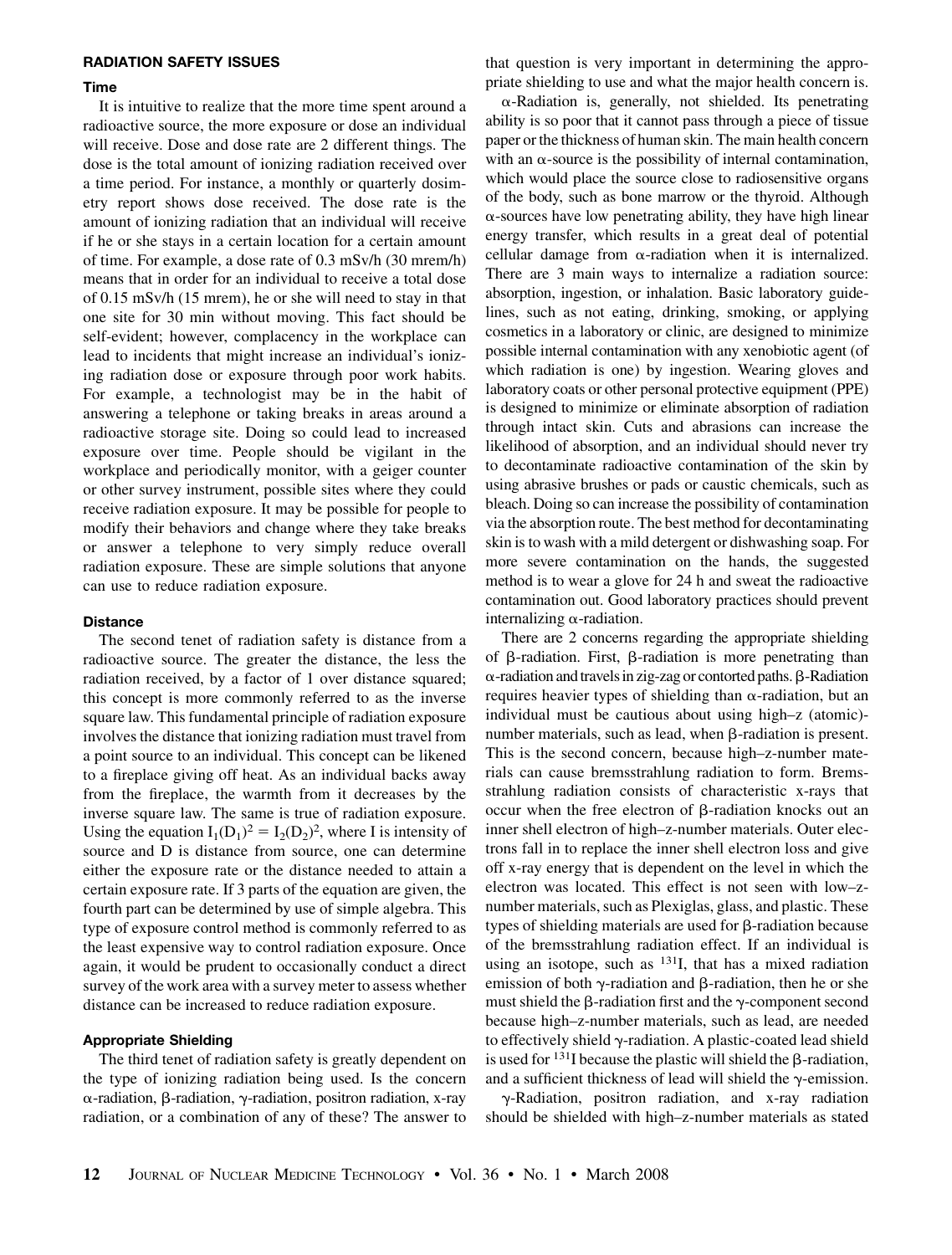## RADIATION SAFETY ISSUES

### Time

It is intuitive to realize that the more time spent around a radioactive source, the more exposure or dose an individual will receive. Dose and dose rate are 2 different things. The dose is the total amount of ionizing radiation received over a time period. For instance, a monthly or quarterly dosimetry report shows dose received. The dose rate is the amount of ionizing radiation that an individual will receive if he or she stays in a certain location for a certain amount of time. For example, a dose rate of 0.3 mSv/h (30 mrem/h) means that in order for an individual to receive a total dose of 0.15 mSv/h (15 mrem), he or she will need to stay in that one site for 30 min without moving. This fact should be self-evident; however, complacency in the workplace can lead to incidents that might increase an individual's ionizing radiation dose or exposure through poor work habits. For example, a technologist may be in the habit of answering a telephone or taking breaks in areas around a radioactive storage site. Doing so could lead to increased exposure over time. People should be vigilant in the workplace and periodically monitor, with a geiger counter or other survey instrument, possible sites where they could receive radiation exposure. It may be possible for people to modify their behaviors and change where they take breaks or answer a telephone to very simply reduce overall radiation exposure. These are simple solutions that anyone can use to reduce radiation exposure.

### Distance

The second tenet of radiation safety is distance from a radioactive source. The greater the distance, the less the radiation received, by a factor of 1 over distance squared; this concept is more commonly referred to as the inverse square law. This fundamental principle of radiation exposure involves the distance that ionizing radiation must travel from a point source to an individual. This concept can be likened to a fireplace giving off heat. As an individual backs away from the fireplace, the warmth from it decreases by the inverse square law. The same is true of radiation exposure. Using the equation $I_1(D_1)^2 = I_2(D_2)^2$, where I is intensity of source and D is distance from source, one can determine either the exposure rate or the distance needed to attain a certain exposure rate. If 3 parts of the equation are given, the fourth part can be determined by use of simple algebra. This type of exposure control method is commonly referred to as the least expensive way to control radiation exposure. Once again, it would be prudent to occasionally conduct a direct survey of the work area with a survey meter to assess whether distance can be increased to reduce radiation exposure.

### Appropriate Shielding

The third tenet of radiation safety is greatly dependent on the type of ionizing radiation being used. Is the concern α-radiation, β-radiation, γ-radiation, positron radiation, x-ray radiation, or a combination of any of these? The answer to that question is very important in determining the appropriate shielding to use and what the major health concern is.

α-Radiation is, generally, not shielded. Its penetrating ability is so poor that it cannot pass through a piece of tissue paper or the thickness of human skin. The main health concern with an α-source is the possibility of internal contamination, which would place the source close to radiosensitive organs of the body, such as bone marrow or the thyroid. Although α-sources have low penetrating ability, they have high linear energy transfer, which results in a great deal of potential cellular damage from α-radiation when it is internalized. There are 3 main ways to internalize a radiation source: absorption, ingestion, or inhalation. Basic laboratory guidelines, such as not eating, drinking, smoking, or applying cosmetics in a laboratory or clinic, are designed to minimize possible internal contamination with any xenobiotic agent (of which radiation is one) by ingestion. Wearing gloves and laboratory coats or other personal protective equipment (PPE) is designed to minimize or eliminate absorption of radiation through intact skin. Cuts and abrasions can increase the likelihood of absorption, and an individual should never try to decontaminate radioactive contamination of the skin by using abrasive brushes or pads or caustic chemicals, such as bleach. Doing so can increase the possibility of contamination via the absorption route. The best method for decontaminating skin is to wash with a mild detergent or dishwashing soap. For more severe contamination on the hands, the suggested method is to wear a glove for 24 h and sweat the radioactive contamination out. Good laboratory practices should prevent internalizing α-radiation.

There are 2 concerns regarding the appropriate shielding of β-radiation. First, β-radiation is more penetrating than α-radiation and travels in zig-zag or contorted paths. β-Radiation requires heavier types of shielding than α-radiation, but an individual must be cautious about using high–z (atomic)-number materials, such as lead, when β-radiation is present. This is the second concern, because high–z-number materials can cause bremsstrahlung radiation to form. Bremsstrahlung radiation consists of characteristic x-rays that occur when the free electron of β-radiation knocks out an inner shell electron of high–z-number materials. Outer electrons fall in to replace the inner shell electron loss and give off x-ray energy that is dependent on the level in which the electron was located. This effect is not seen with low–z-number materials, such as Plexiglas, glass, and plastic. These types of shielding materials are used for β-radiation because of the bremsstrahlung radiation effect. If an individual is using an isotope, such as $^{131}$I, that has a mixed radiation emission of both γ-radiation and β-radiation, then he or she must shield the β-radiation first and the γ-component second because high–z-number materials, such as lead, are needed to effectively shield γ-radiation. A plastic-coated lead shield is used for $^{131}$I because the plastic will shield the β-radiation, and a sufficient thickness of lead will shield the γ-emission.

γ-Radiation, positron radiation, and x-ray radiation should be shielded with high–z-number materials as stated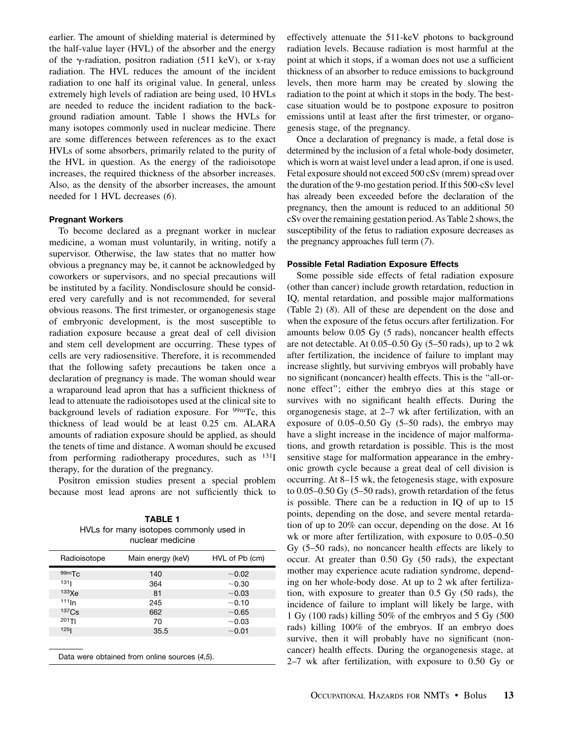earlier. The amount of shielding material is determined by the half-value layer (HVL) of the absorber and the energy of the γ-radiation, positron radiation (511 keV), or x-ray radiation. The HVL reduces the amount of the incident radiation to one half its original value. In general, unless extremely high levels of radiation are being used, 10 HVLs are needed to reduce the incident radiation to the background radiation amount. Table 1 shows the HVLs for many isotopes commonly used in nuclear medicine. There are some differences between references as to the exact HVLs of some absorbers, primarily related to the purity of the HVL in question. As the energy of the radioisotope increases, the required thickness of the absorber increases. Also, as the density of the absorber increases, the amount needed for 1 HVL decreases (*6*).

### Pregnant Workers

To become declared as a pregnant worker in nuclear medicine, a woman must voluntarily, in writing, notify a supervisor. Otherwise, the law states that no matter how obvious a pregnancy may be, it cannot be acknowledged by coworkers or supervisors, and no special precautions will be instituted by a facility. Nondisclosure should be considered very carefully and is not recommended, for several obvious reasons. The first trimester, or organogenesis stage of embryonic development, is the most susceptible to radiation exposure because a great deal of cell division and stem cell development are occurring. These types of cells are very radiosensitive. Therefore, it is recommended that the following safety precautions be taken once a declaration of pregnancy is made. The woman should wear a wraparound lead apron that has a sufficient thickness of lead to attenuate the radioisotopes used at the clinical site to background levels of radiation exposure. For $^{99m}$Tc, this thickness of lead would be at least 0.25 cm. ALARA amounts of radiation exposure should be applied, as should the tenets of time and distance. A woman should be excused from performing radiotherapy procedures, such as $^{131}$I therapy, for the duration of the pregnancy.

Positron emission studies present a special problem because most lead aprons are not sufficiently thick to effectively attenuate the 511-keV photons to background radiation levels. Because radiation is most harmful at the point at which it stops, if a woman does not use a sufficient thickness of an absorber to reduce emissions to background levels, then more harm may be created by slowing the radiation to the point at which it stops in the body. The best-case situation would be to postpone exposure to positron emissions until at least after the first trimester, or organogenesis stage, of the pregnancy.

Once a declaration of pregnancy is made, a fetal dose is determined by the inclusion of a fetal whole-body dosimeter, which is worn at waist level under a lead apron, if one is used. Fetal exposure should not exceed 500 cSv (mrem) spread over the duration of the 9-mo gestation period. If this 500-cSv level has already been exceeded before the declaration of the pregnancy, then the amount is reduced to an additional 50 cSv over the remaining gestation period. As Table 2 shows, the susceptibility of the fetus to radiation exposure decreases as the pregnancy approaches full term (*7*).

**TABLE 1**
HVLs for many isotopes commonly used in nuclear medicine

| Radioisotope | Main energy (keV) | HVL of Pb (cm) |
|---|---|---|
| $^{99m}$Tc | 140 | ~0.02 |
| $^{131}$I | 364 | ~0.30 |
| $^{133}$Xe | 81 | ~0.03 |
| $^{111}$In | 245 | ~0.10 |
| $^{137}$Cs | 662 | ~0.65 |
| $^{201}$Tl | 70 | ~0.03 |
| $^{125}$I | 35.5 | ~0.01 |

Data were obtained from online sources (*4,5*).

### Possible Fetal Radiation Exposure Effects

Some possible side effects of fetal radiation exposure (other than cancer) include growth retardation, reduction in IQ, mental retardation, and possible major malformations (Table 2) (*8*). All of these are dependent on the dose and when the exposure of the fetus occurs after fertilization. For amounts below 0.05 Gy (5 rads), noncancer health effects are not detectable. At 0.05–0.50 Gy (5–50 rads), up to 2 wk after fertilization, the incidence of failure to implant may increase slightly, but surviving embryos will probably have no significant (noncancer) health effects. This is the "all-or-none effect"; either the embryo dies at this stage or survives with no significant health effects. During the organogenesis stage, at 2–7 wk after fertilization, with an exposure of 0.05–0.50 Gy (5–50 rads), the embryo may have a slight increase in the incidence of major malformations, and growth retardation is possible. This is the most sensitive stage for malformation appearance in the embryonic growth cycle because a great deal of cell division is occurring. At 8–15 wk, the fetogenesis stage, with exposure to 0.05–0.50 Gy (5–50 rads), growth retardation of the fetus is possible. There can be a reduction in IQ of up to 15 points, depending on the dose, and severe mental retardation of up to 20% can occur, depending on the dose. At 16 wk or more after fertilization, with exposure to 0.05–0.50 Gy (5–50 rads), no noncancer health effects are likely to occur. At greater than 0.50 Gy (50 rads), the expectant mother may experience acute radiation syndrome, depending on her whole-body dose. At up to 2 wk after fertilization, with exposure to greater than 0.5 Gy (50 rads), the incidence of failure to implant will likely be large, with 1 Gy (100 rads) killing 50% of the embryos and 5 Gy (500 rads) killing 100% of the embryos. If an embryo does survive, then it will probably have no significant (noncancer) health effects. During the organogenesis stage, at 2–7 wk after fertilization, with exposure to 0.50 Gy or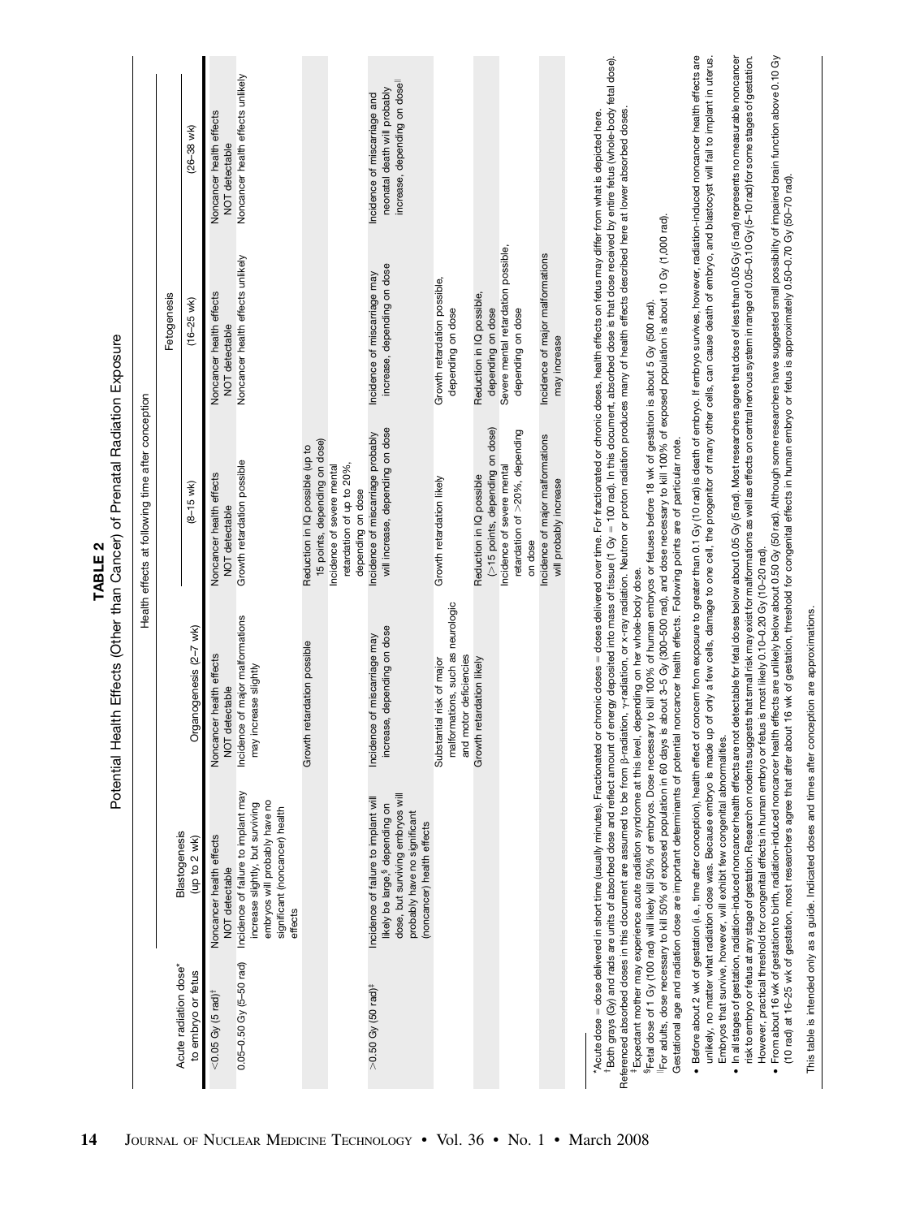**TABLE 2**
Potential Health Effects (Other than Cancer) of Prenatal Radiation Exposure

| Acute radiation dose* to embryo or fetus | Health effects at following time after conception | | | | |
|---|---|---|---|---|---|
| | Blastogenesis (up to 2 wk) | Organogenesis (2–7 wk) | Fetogenesis | | |
| | | | (8–15 wk) | (16–25 wk) | (26–38 wk) |
| <0.05 Gy (5 rad)[†] | Noncancer health effects NOT detectable | Noncancer health effects NOT detectable | Noncancer health effects NOT detectable | Noncancer health effects NOT detectable | Noncancer health effects NOT detectable |
| 0.05–0.50 Gy (5–50 rad) | Incidence of failure to implant may increase slightly, but surviving embryos will probably have no significant (noncancer) health effects | Incidence of major malformations may increase slightly | Growth retardation possible | Noncancer health effects unlikely | Noncancer health effects unlikely |
| | | Growth retardation possible | Reduction in IQ possible (up to 15 points, depending on dose)<br>Incidence of severe mental retardation of up to 20%, depending on dose | | |
| >0.50 Gy (50 rad)[‡] | Incidence of failure to implant will likely be large,[§] depending on dose, but surviving embryos will probably have no significant (noncancer) health effects | Incidence of miscarriage may increase, depending on dose | Incidence of miscarriage probably will increase, depending on dose | Incidence of miscarriage may increase, depending on dose | Incidence of miscarriage and neonatal death will probably increase, depending on dose[‖] |
| | | Substantial risk of major malformations, such as neurologic and motor deficiencies | Growth retardation likely | Growth retardation possible, depending on dose | |
| | | Growth retardation likely | Reduction in IQ possible (>15 points, depending on dose)<br>Incidence of severe mental retardation of >20%, depending on dose | Reduction in IQ possible, depending on dose<br>Severe mental retardation possible, depending on dose | |
| | | | Incidence of major malformations will probably increase | Incidence of major malformations may increase | |

*Acute dose = dose delivered in short time (usually minutes). Fractionated or chronic doses = doses delivered over time. For fractionated or chronic doses, health effects on fetus may differ from what is depicted here.

[†]Both grays (Gy) and rads are units of absorbed dose and reflect amount of energy deposited into mass of tissue (1 Gy = 100 rad). In this document, absorbed dose is that dose received by entire fetus (whole-body fetal dose). Referenced absorbed doses in this document are assumed to be from β-radiation, γ-radiation, or x-ray radiation. Neutron or proton radiation produces many of health effects described here at lower absorbed doses.

[‡]Expectant mother may experience acute radiation syndrome at this level, depending on her whole-body dose.

[§]Fetal dose of 1 Gy (100 rad) will likely kill 50% of embryos. Dose necessary to kill 100% of human embryos or fetuses before 18 wk of gestation is about 5 Gy (500 rad).

[‖]For adults, dose necessary to kill 50% of exposed population in 60 days is about 3–5 Gy (300–500 rad), and dose necessary to kill 100% of exposed population is about 10 Gy (1,000 rad).

Gestational age and radiation dose are important determinants of potential noncancer health effects. Following points are of particular note.

- Before about 2 wk of gestation (i.e., time after conception), health effect of concern from exposure to greater than 0.1 Gy (10 rad) is death of embryo. If embryo survives, however, radiation-induced noncancer health effects are unlikely, no matter what radiation dose was. Because embryo is made up of only a few cells, damage to one cell, the progenitor of many other cells, can cause death of embryo, and blastocyst will fail to implant in uterus. Embryos that survive, however, will exhibit few congenital abnormalities.
- In all stages of gestation, radiation-induced noncancer health effects are not detectable for fetal doses below about 0.05 Gy (5 rad). Most researchers agree that dose of less than 0.05 Gy (5 rad) represents no measurable noncancer risk to embryo or fetus at any stage of gestation. Research on rodents suggests that small risk may exist for malformations as well as effects on central nervous system in range of 0.05–0.10 Gy (5–10 rad) for some stages of gestation. However, practical threshold for congenital effects in human embryo or fetus is most likely 0.10–0.20 Gy (10–20 rad).
- From about 16 wk of gestation to birth, radiation-induced noncancer health effects are unlikely below about 0.50 Gy (50 rad). Although some researchers have suggested small possibility of impaired brain function above 0.10 Gy (10 rad) at 16–25 wk of gestation, most researchers agree that after about 16 wk of gestation, threshold for congenital effects in human embryo or fetus is approximately 0.50–0.70 Gy (50–70 rad).

This table is intended only as a guide. Indicated doses and times after conception are approximations.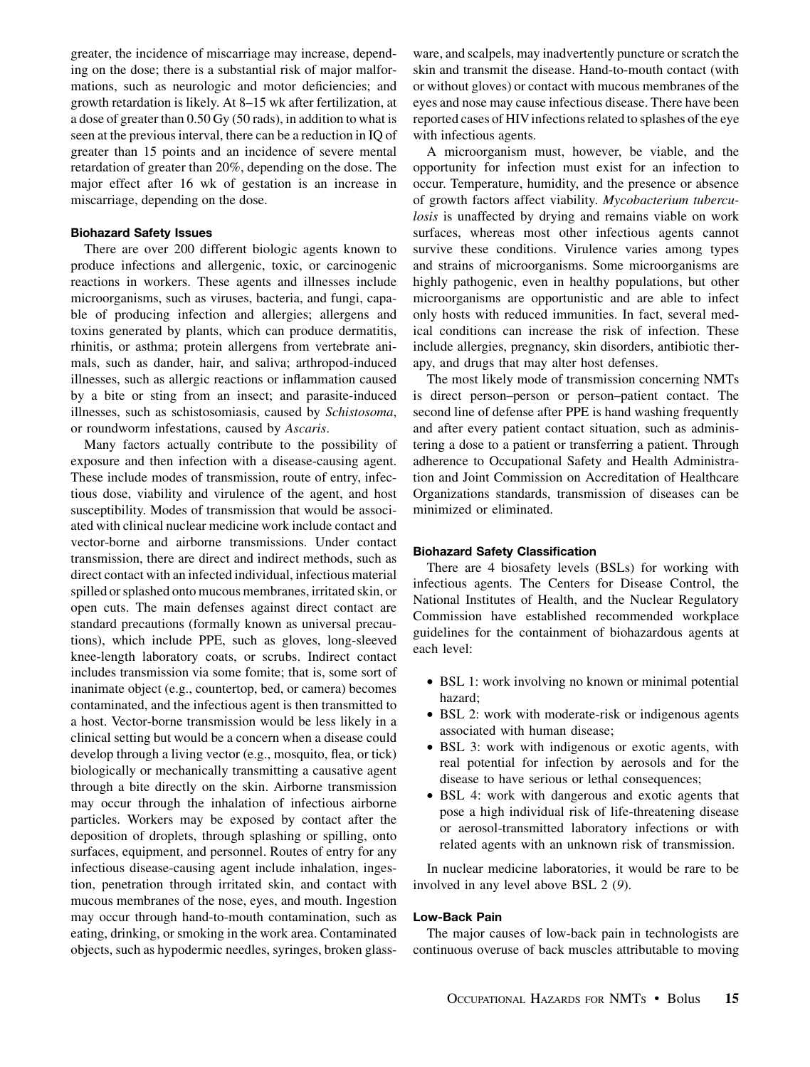greater, the incidence of miscarriage may increase, depending on the dose; there is a substantial risk of major malformations, such as neurologic and motor deficiencies; and growth retardation is likely. At 8–15 wk after fertilization, at a dose of greater than 0.50 Gy (50 rads), in addition to what is seen at the previous interval, there can be a reduction in IQ of greater than 15 points and an incidence of severe mental retardation of greater than 20%, depending on the dose. The major effect after 16 wk of gestation is an increase in miscarriage, depending on the dose.

#### Biohazard Safety Issues

There are over 200 different biologic agents known to produce infections and allergenic, toxic, or carcinogenic reactions in workers. These agents and illnesses include microorganisms, such as viruses, bacteria, and fungi, capable of producing infection and allergies; allergens and toxins generated by plants, which can produce dermatitis, rhinitis, or asthma; protein allergens from vertebrate animals, such as dander, hair, and saliva; arthropod-induced illnesses, such as allergic reactions or inflammation caused by a bite or sting from an insect; and parasite-induced illnesses, such as schistosomiasis, caused by *Schistosoma*, or roundworm infestations, caused by *Ascaris*.

Many factors actually contribute to the possibility of exposure and then infection with a disease-causing agent. These include modes of transmission, route of entry, infectious dose, viability and virulence of the agent, and host susceptibility. Modes of transmission that would be associated with clinical nuclear medicine work include contact and vector-borne and airborne transmissions. Under contact transmission, there are direct and indirect methods, such as direct contact with an infected individual, infectious material spilled or splashed onto mucous membranes, irritated skin, or open cuts. The main defenses against direct contact are standard precautions (formally known as universal precautions), which include PPE, such as gloves, long-sleeved knee-length laboratory coats, or scrubs. Indirect contact includes transmission via some fomite; that is, some sort of inanimate object (e.g., countertop, bed, or camera) becomes contaminated, and the infectious agent is then transmitted to a host. Vector-borne transmission would be less likely in a clinical setting but would be a concern when a disease could develop through a living vector (e.g., mosquito, flea, or tick) biologically or mechanically transmitting a causative agent through a bite directly on the skin. Airborne transmission may occur through the inhalation of infectious airborne particles. Workers may be exposed by contact after the deposition of droplets, through splashing or spilling, onto surfaces, equipment, and personnel. Routes of entry for any infectious disease-causing agent include inhalation, ingestion, penetration through irritated skin, and contact with mucous membranes of the nose, eyes, and mouth. Ingestion may occur through hand-to-mouth contamination, such as eating, drinking, or smoking in the work area. Contaminated objects, such as hypodermic needles, syringes, broken glassware, and scalpels, may inadvertently puncture or scratch the skin and transmit the disease. Hand-to-mouth contact (with or without gloves) or contact with mucous membranes of the eyes and nose may cause infectious disease. There have been reported cases of HIV infections related to splashes of the eye with infectious agents.

A microorganism must, however, be viable, and the opportunity for infection must exist for an infection to occur. Temperature, humidity, and the presence or absence of growth factors affect viability. *Mycobacterium tuberculosis* is unaffected by drying and remains viable on work surfaces, whereas most other infectious agents cannot survive these conditions. Virulence varies among types and strains of microorganisms. Some microorganisms are highly pathogenic, even in healthy populations, but other microorganisms are opportunistic and are able to infect only hosts with reduced immunities. In fact, several medical conditions can increase the risk of infection. These include allergies, pregnancy, skin disorders, antibiotic therapy, and drugs that may alter host defenses.

The most likely mode of transmission concerning NMTs is direct person–person or person–patient contact. The second line of defense after PPE is hand washing frequently and after every patient contact situation, such as administering a dose to a patient or transferring a patient. Through adherence to Occupational Safety and Health Administration and Joint Commission on Accreditation of Healthcare Organizations standards, transmission of diseases can be minimized or eliminated.

#### Biohazard Safety Classification

There are 4 biosafety levels (BSLs) for working with infectious agents. The Centers for Disease Control, the National Institutes of Health, and the Nuclear Regulatory Commission have established recommended workplace guidelines for the containment of biohazardous agents at each level:

- BSL 1: work involving no known or minimal potential hazard;
- BSL 2: work with moderate-risk or indigenous agents associated with human disease;
- BSL 3: work with indigenous or exotic agents, with real potential for infection by aerosols and for the disease to have serious or lethal consequences;
- BSL 4: work with dangerous and exotic agents that pose a high individual risk of life-threatening disease or aerosol-transmitted laboratory infections or with related agents with an unknown risk of transmission.

In nuclear medicine laboratories, it would be rare to be involved in any level above BSL 2 (*9*).

#### Low-Back Pain

The major causes of low-back pain in technologists are continuous overuse of back muscles attributable to moving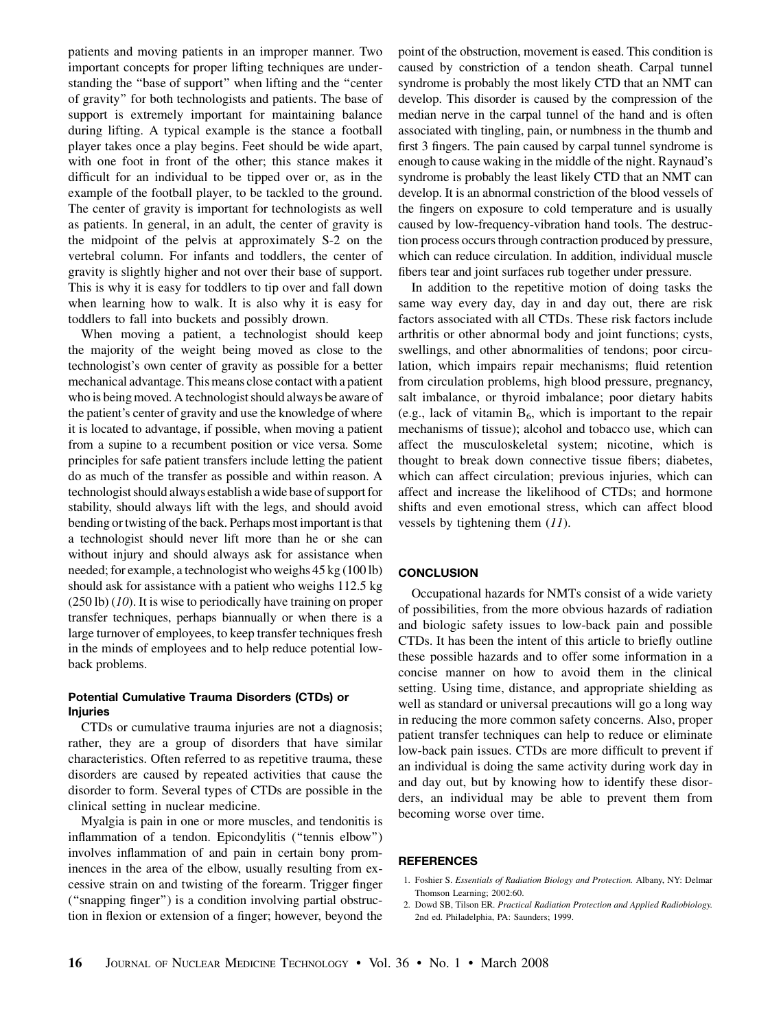patients and moving patients in an improper manner. Two important concepts for proper lifting techniques are understanding the "base of support" when lifting and the "center of gravity" for both technologists and patients. The base of support is extremely important for maintaining balance during lifting. A typical example is the stance a football player takes once a play begins. Feet should be wide apart, with one foot in front of the other; this stance makes it difficult for an individual to be tipped over or, as in the example of the football player, to be tackled to the ground. The center of gravity is important for technologists as well as patients. In general, in an adult, the center of gravity is the midpoint of the pelvis at approximately S-2 on the vertebral column. For infants and toddlers, the center of gravity is slightly higher and not over their base of support. This is why it is easy for toddlers to tip over and fall down when learning how to walk. It is also why it is easy for toddlers to fall into buckets and possibly drown.

When moving a patient, a technologist should keep the majority of the weight being moved as close to the technologist's own center of gravity as possible for a better mechanical advantage. This means close contact with a patient who is being moved. A technologist should always be aware of the patient's center of gravity and use the knowledge of where it is located to advantage, if possible, when moving a patient from a supine to a recumbent position or vice versa. Some principles for safe patient transfers include letting the patient do as much of the transfer as possible and within reason. A technologist should always establish a wide base of support for stability, should always lift with the legs, and should avoid bending or twisting of the back. Perhaps most important is that a technologist should never lift more than he or she can without injury and should always ask for assistance when needed; for example, a technologist who weighs 45 kg (100 lb) should ask for assistance with a patient who weighs 112.5 kg (250 lb) (*10*). It is wise to periodically have training on proper transfer techniques, perhaps biannually or when there is a large turnover of employees, to keep transfer techniques fresh in the minds of employees and to help reduce potential low-back problems.

### Potential Cumulative Trauma Disorders (CTDs) or Injuries

CTDs or cumulative trauma injuries are not a diagnosis; rather, they are a group of disorders that have similar characteristics. Often referred to as repetitive trauma, these disorders are caused by repeated activities that cause the disorder to form. Several types of CTDs are possible in the clinical setting in nuclear medicine.

Myalgia is pain in one or more muscles, and tendonitis is inflammation of a tendon. Epicondylitis ("tennis elbow") involves inflammation of and pain in certain bony prominences in the area of the elbow, usually resulting from excessive strain on and twisting of the forearm. Trigger finger ("snapping finger") is a condition involving partial obstruction in flexion or extension of a finger; however, beyond the point of the obstruction, movement is eased. This condition is caused by constriction of a tendon sheath. Carpal tunnel syndrome is probably the most likely CTD that an NMT can develop. This disorder is caused by the compression of the median nerve in the carpal tunnel of the hand and is often associated with tingling, pain, or numbness in the thumb and first 3 fingers. The pain caused by carpal tunnel syndrome is enough to cause waking in the middle of the night. Raynaud's syndrome is probably the least likely CTD that an NMT can develop. It is an abnormal constriction of the blood vessels of the fingers on exposure to cold temperature and is usually caused by low-frequency-vibration hand tools. The destruction process occurs through contraction produced by pressure, which can reduce circulation. In addition, individual muscle fibers tear and joint surfaces rub together under pressure.

In addition to the repetitive motion of doing tasks the same way every day, day in and day out, there are risk factors associated with all CTDs. These risk factors include arthritis or other abnormal body and joint functions; cysts, swellings, and other abnormalities of tendons; poor circulation, which impairs repair mechanisms; fluid retention from circulation problems, high blood pressure, pregnancy, salt imbalance, or thyroid imbalance; poor dietary habits (e.g., lack of vitamin $B_6$, which is important to the repair mechanisms of tissue); alcohol and tobacco use, which can affect the musculoskeletal system; nicotine, which is thought to break down connective tissue fibers; diabetes, which can affect circulation; previous injuries, which can affect and increase the likelihood of CTDs; and hormone shifts and even emotional stress, which can affect blood vessels by tightening them (*11*).

## CONCLUSION

Occupational hazards for NMTs consist of a wide variety of possibilities, from the more obvious hazards of radiation and biologic safety issues to low-back pain and possible CTDs. It has been the intent of this article to briefly outline these possible hazards and to offer some information in a concise manner on how to avoid them in the clinical setting. Using time, distance, and appropriate shielding as well as standard or universal precautions will go a long way in reducing the more common safety concerns. Also, proper patient transfer techniques can help to reduce or eliminate low-back pain issues. CTDs are more difficult to prevent if an individual is doing the same activity during work day in and day out, but by knowing how to identify these disorders, an individual may be able to prevent them from becoming worse over time.

## REFERENCES

1. Foshier S. *Essentials of Radiation Biology and Protection.* Albany, NY: Delmar Thomson Learning; 2002:60.
2. Dowd SB, Tilson ER. *Practical Radiation Protection and Applied Radiobiology.* 2nd ed. Philadelphia, PA: Saunders; 1999.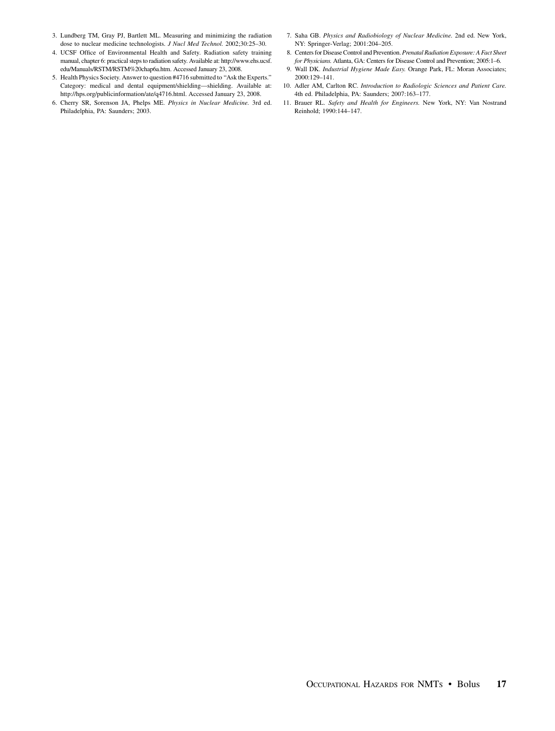3. Lundberg TM, Gray PJ, Bartlett ML. Measuring and minimizing the radiation dose to nuclear medicine technologists. *J Nucl Med Technol.* 2002;30:25–30.
4. UCSF Office of Environmental Health and Safety. Radiation safety training manual, chapter 6: practical steps to radiation safety. Available at: http://www.ehs.ucsf.edu/Manuals/RSTM/RSTM%20chap6a.htm. Accessed January 23, 2008.
5. Health Physics Society. Answer to question #4716 submitted to "Ask the Experts." Category: medical and dental equipment/shielding—shielding. Available at: http://hps.org/publicinformation/ate/q4716.html. Accessed January 23, 2008.
6. Cherry SR, Sorenson JA, Phelps ME. *Physics in Nuclear Medicine.* 3rd ed. Philadelphia, PA: Saunders; 2003.
7. Saha GB. *Physics and Radiobiology of Nuclear Medicine.* 2nd ed. New York, NY: Springer-Verlag; 2001:204–205.
8. Centers for Disease Control and Prevention. *Prenatal Radiation Exposure: A Fact Sheet for Physicians.* Atlanta, GA: Centers for Disease Control and Prevention; 2005:1–6.
9. Wall DK. *Industrial Hygiene Made Easy.* Orange Park, FL: Moran Associates; 2000:129–141.
10. Adler AM, Carlton RC. *Introduction to Radiologic Sciences and Patient Care.* 4th ed. Philadelphia, PA: Saunders; 2007:163–177.
11. Brauer RL. *Safety and Health for Engineers.* New York, NY: Van Nostrand Reinhold; 1990:144–147.